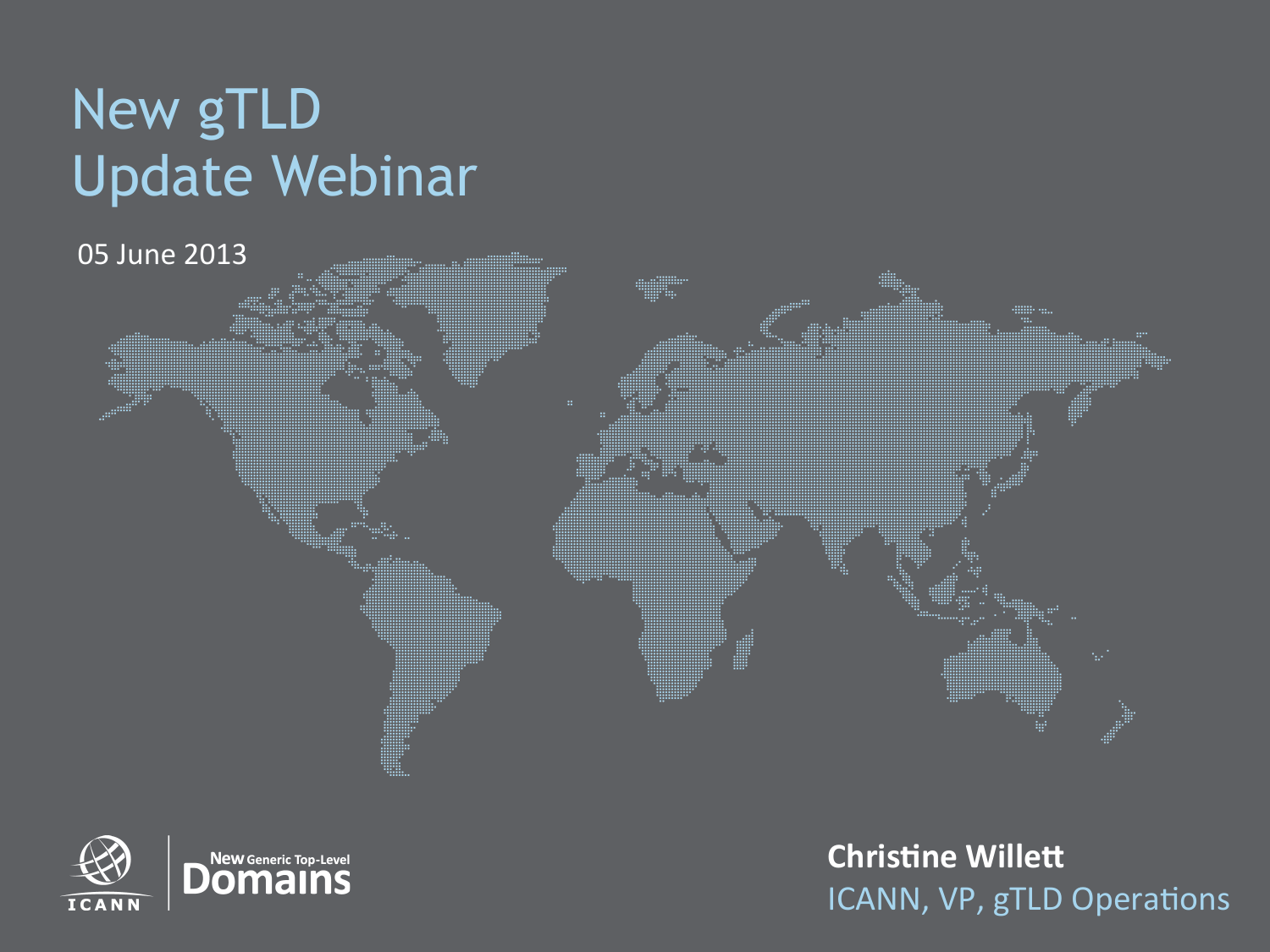# New gTLD Update Webinar

05 June 2013

ICANN | New Generic Top-Level Domains

**Christine Willett**

ICANN, VP, gTLD Operations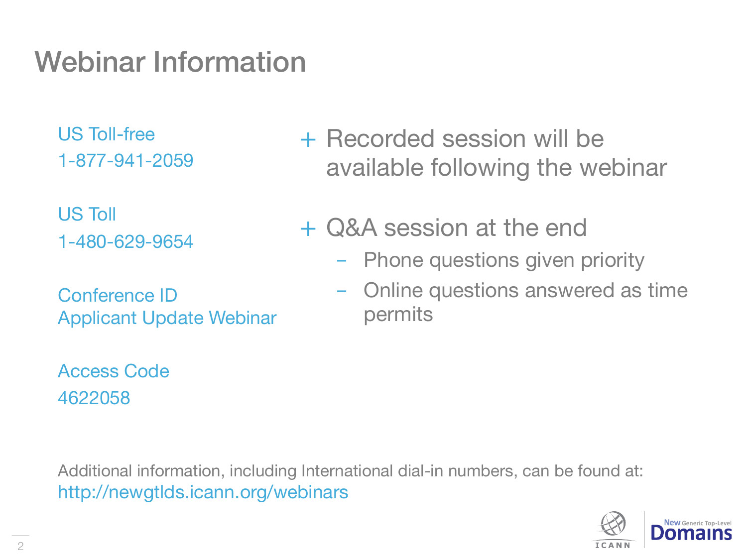# Webinar Information

US Toll-free
1-877-941-2059

US Toll
1-480-629-9654

Conference ID
Applicant Update Webinar

Access Code
4622058

- Recorded session will be available following the webinar
- Q&A session at the end
  - Phone questions given priority
  - Online questions answered as time permits

Additional information, including International dial-in numbers, can be found at:
http://newgtlds.icann.org/webinars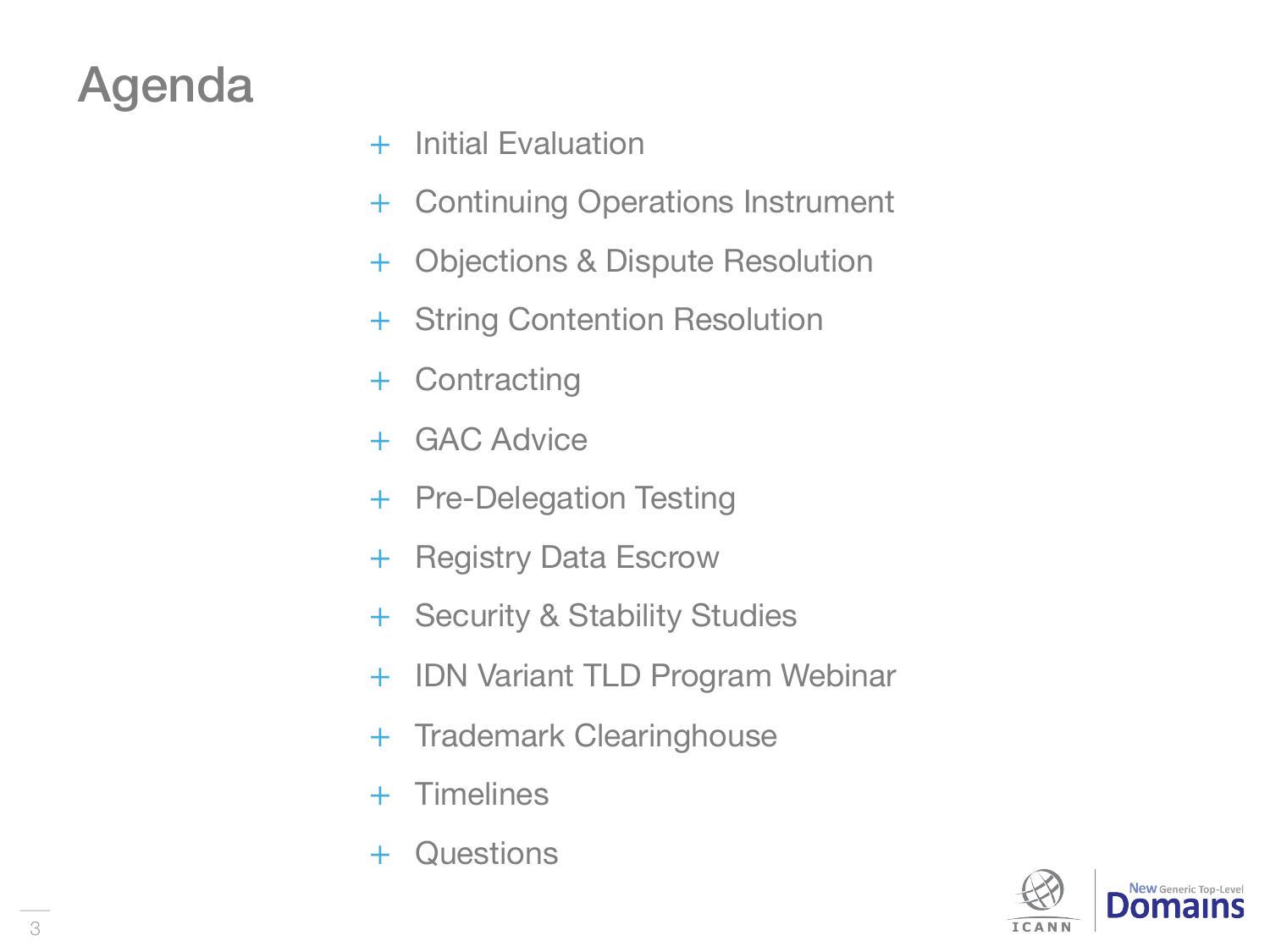# Agenda

- Initial Evaluation
- Continuing Operations Instrument
- Objections & Dispute Resolution
- String Contention Resolution
- Contracting
- GAC Advice
- Pre-Delegation Testing
- Registry Data Escrow
- Security & Stability Studies
- IDN Variant TLD Program Webinar
- Trademark Clearinghouse
- Timelines
- Questions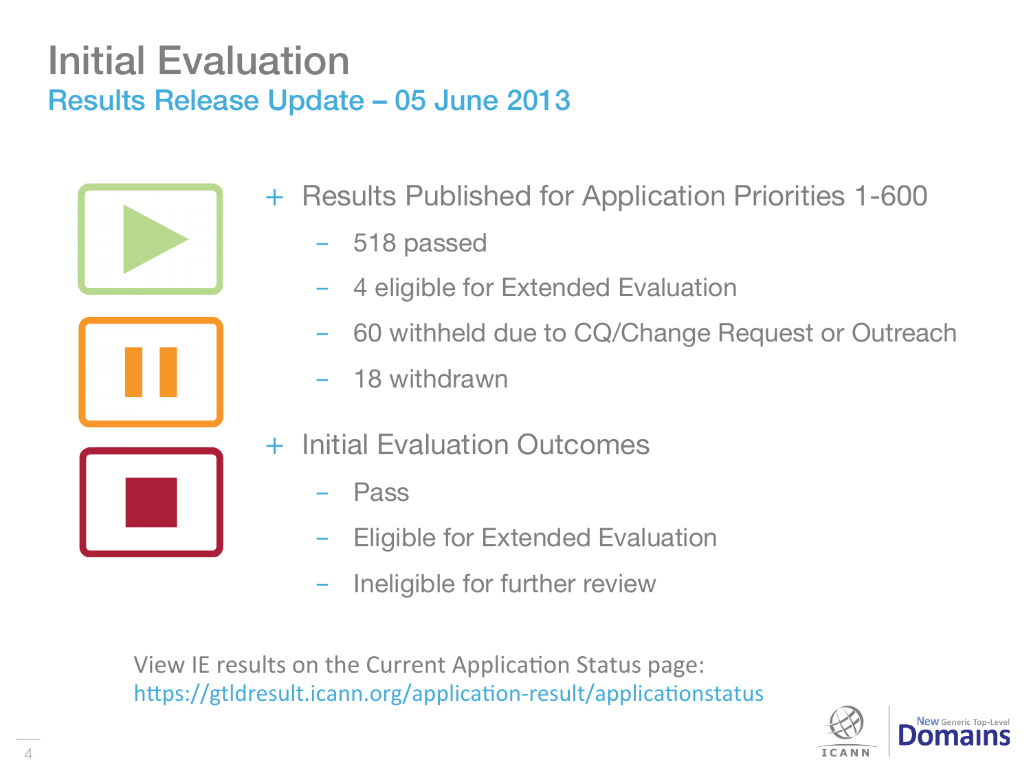# Initial Evaluation

## Results Release Update – 05 June 2013

- Results Published for Application Priorities 1-600
  - 518 passed
  - 4 eligible for Extended Evaluation
  - 60 withheld due to CQ/Change Request or Outreach
  - 18 withdrawn
- Initial Evaluation Outcomes
  - Pass
  - Eligible for Extended Evaluation
  - Ineligible for further review

View IE results on the Current Application Status page:
https://gtldresult.icann.org/application-result/applicationstatus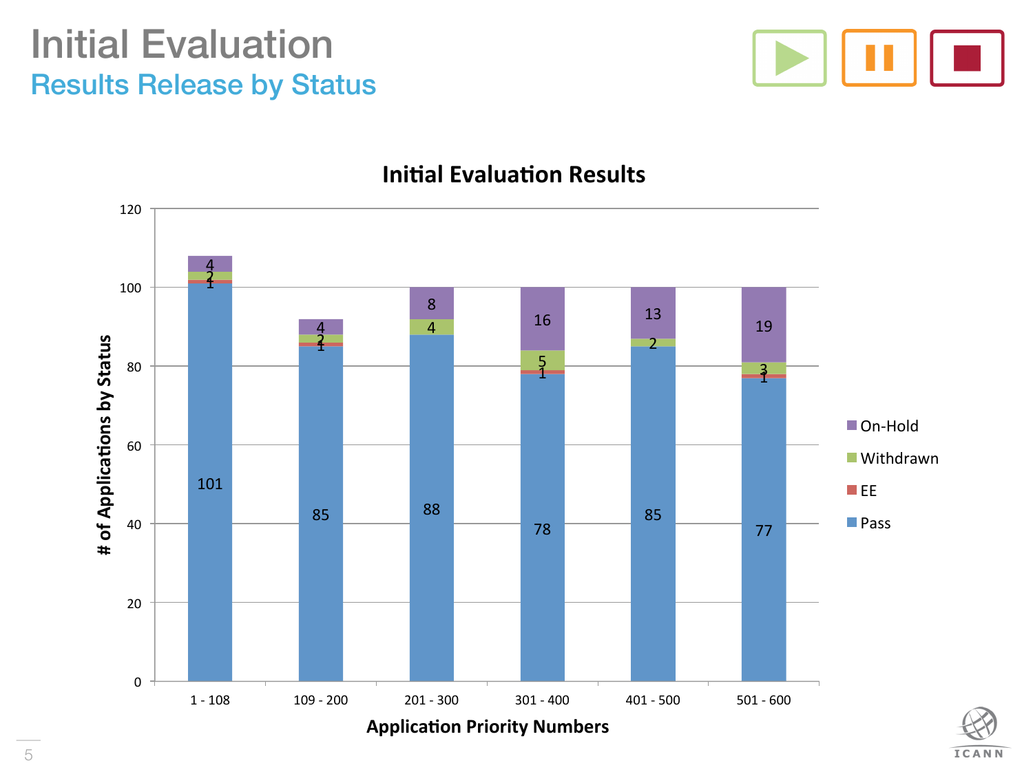# Initial Evaluation

## Results Release by Status

**Initial Evaluation Results**

| Application Priority Numbers | Pass | EE | Withdrawn | On-Hold |
|---|---|---|---|---|
| 1 - 108 | 101 | 1 | 2 | 4 |
| 109 - 200 | 85 | 1 | 2 | 4 |
| 201 - 300 | 88 | | 4 | 8 |
| 301 - 400 | 78 | 1 | 5 | 16 |
| 401 - 500 | 85 | | 2 | 13 |
| 501 - 600 | 77 | 1 | 3 | 19 |

Y-axis: # of Applications by Status
X-axis: Application Priority Numbers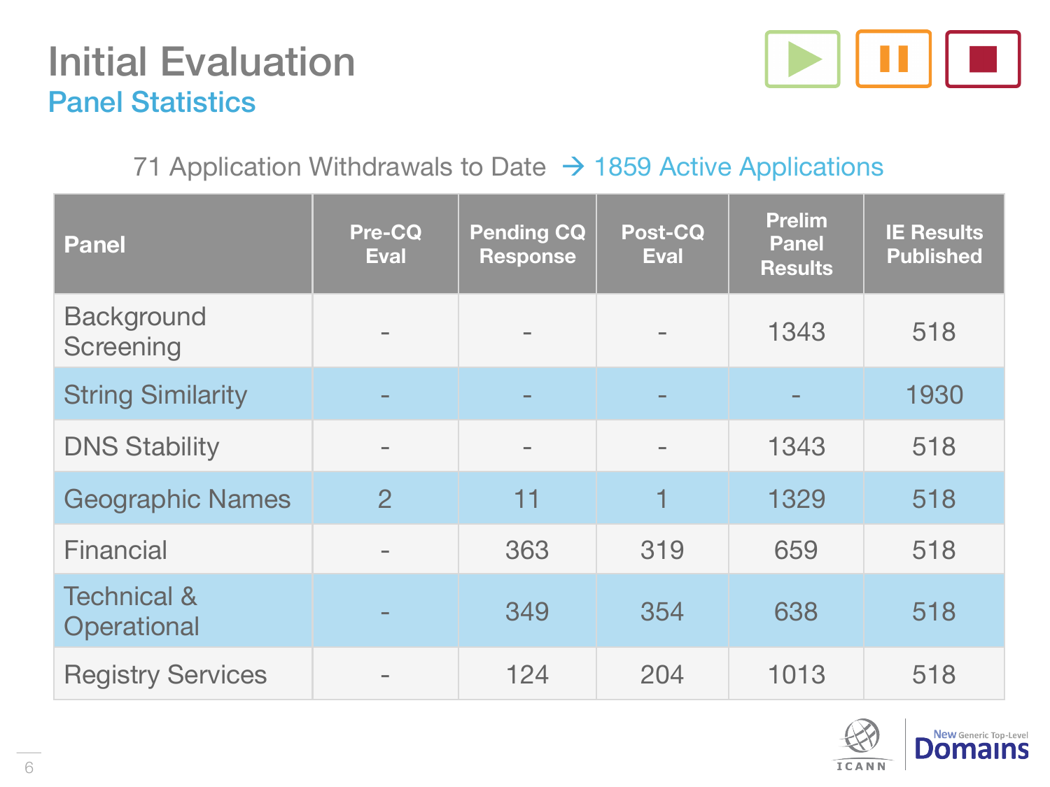# Initial Evaluation

## Panel Statistics

71 Application Withdrawals to Date → 1859 Active Applications

| Panel | Pre-CQ Eval | Pending CQ Response | Post-CQ Eval | Prelim Panel Results | IE Results Published |
|---|---|---|---|---|---|
| Background Screening | - | - | - | 1343 | 518 |
| String Similarity | - | - | - | - | 1930 |
| DNS Stability | - | - | - | 1343 | 518 |
| Geographic Names | 2 | 11 | 1 | 1329 | 518 |
| Financial | - | 363 | 319 | 659 | 518 |
| Technical & Operational | - | 349 | 354 | 638 | 518 |
| Registry Services | - | 124 | 204 | 1013 | 518 |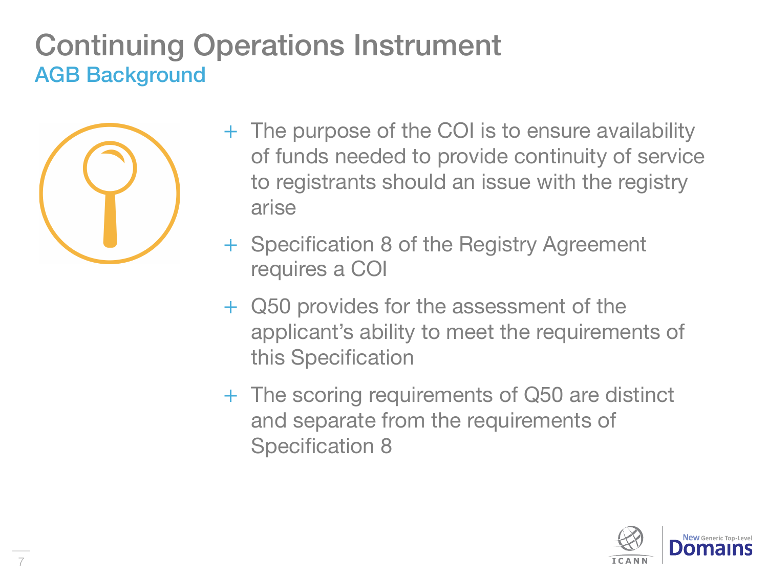# Continuing Operations Instrument

## AGB Background

- The purpose of the COI is to ensure availability of funds needed to provide continuity of service to registrants should an issue with the registry arise
- Specification 8 of the Registry Agreement requires a COI
- Q50 provides for the assessment of the applicant's ability to meet the requirements of this Specification
- The scoring requirements of Q50 are distinct and separate from the requirements of Specification 8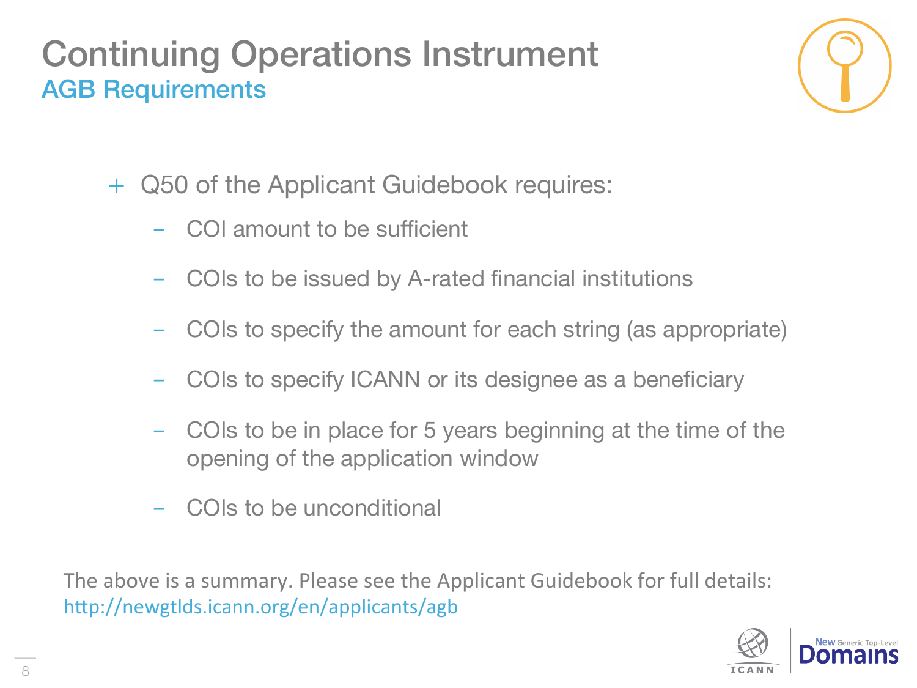# Continuing Operations Instrument

## AGB Requirements

- Q50 of the Applicant Guidebook requires:
  - COI amount to be sufficient
  - COIs to be issued by A-rated financial institutions
  - COIs to specify the amount for each string (as appropriate)
  - COIs to specify ICANN or its designee as a beneficiary
  - COIs to be in place for 5 years beginning at the time of the opening of the application window
  - COIs to be unconditional

The above is a summary. Please see the Applicant Guidebook for full details: http://newgtlds.icann.org/en/applicants/agb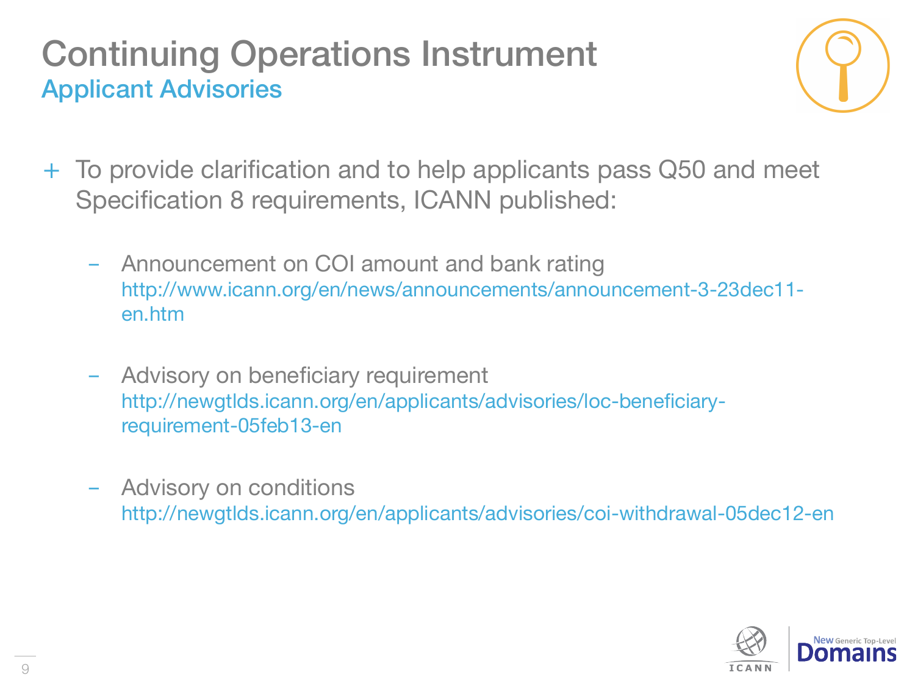# Continuing Operations Instrument

## Applicant Advisories

+ To provide clarification and to help applicants pass Q50 and meet Specification 8 requirements, ICANN published:

  - Announcement on COI amount and bank rating
    http://www.icann.org/en/news/announcements/announcement-3-23dec11-en.htm

  - Advisory on beneficiary requirement
    http://newgtlds.icann.org/en/applicants/advisories/loc-beneficiary-requirement-05feb13-en

  - Advisory on conditions
    http://newgtlds.icann.org/en/applicants/advisories/coi-withdrawal-05dec12-en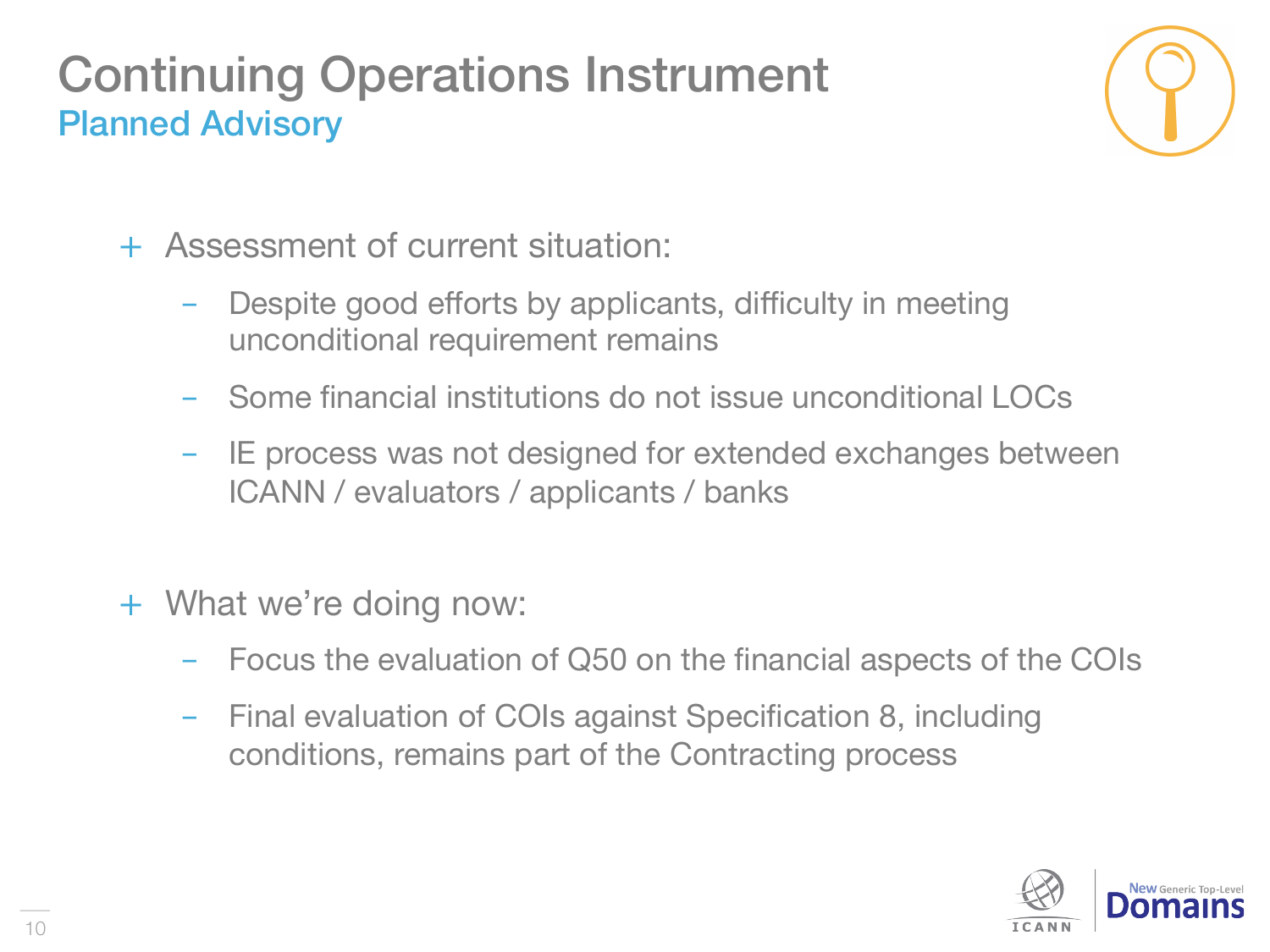# Continuing Operations Instrument

## Planned Advisory

- Assessment of current situation:
  - Despite good efforts by applicants, difficulty in meeting unconditional requirement remains
  - Some financial institutions do not issue unconditional LOCs
  - IE process was not designed for extended exchanges between ICANN / evaluators / applicants / banks

- What we're doing now:
  - Focus the evaluation of Q50 on the financial aspects of the COIs
  - Final evaluation of COIs against Specification 8, including conditions, remains part of the Contracting process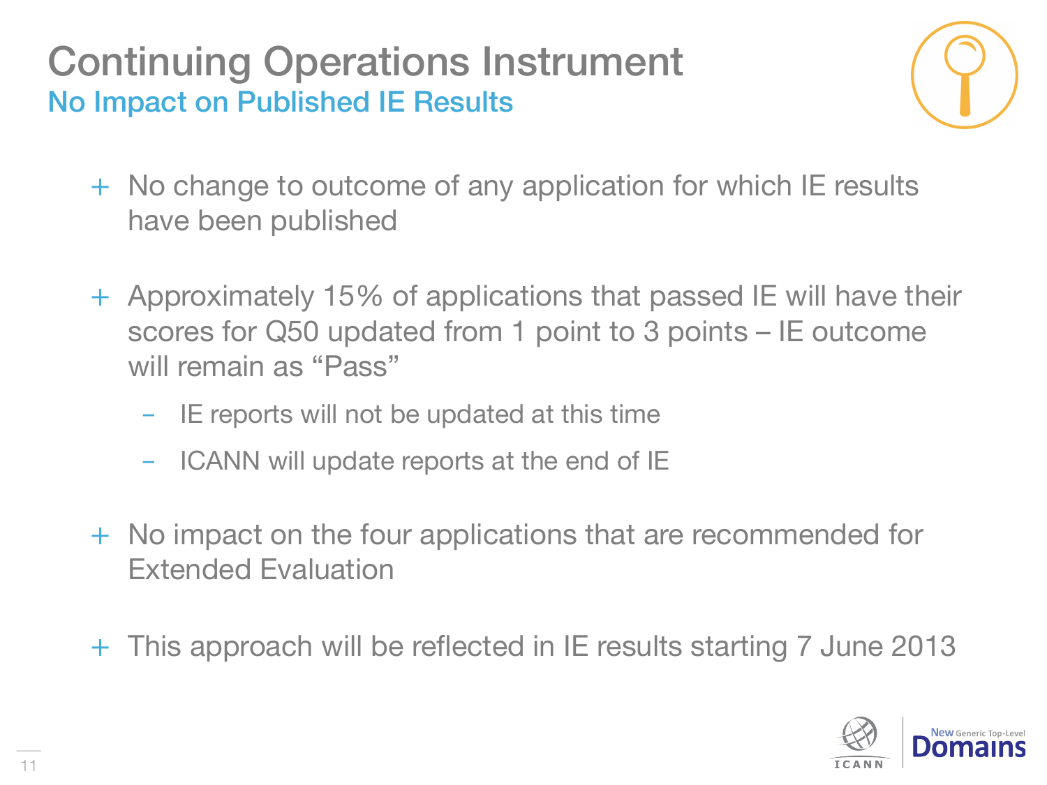# Continuing Operations Instrument

## No Impact on Published IE Results

- No change to outcome of any application for which IE results have been published
- Approximately 15% of applications that passed IE will have their scores for Q50 updated from 1 point to 3 points – IE outcome will remain as "Pass"
  - IE reports will not be updated at this time
  - ICANN will update reports at the end of IE
- No impact on the four applications that are recommended for Extended Evaluation
- This approach will be reflected in IE results starting 7 June 2013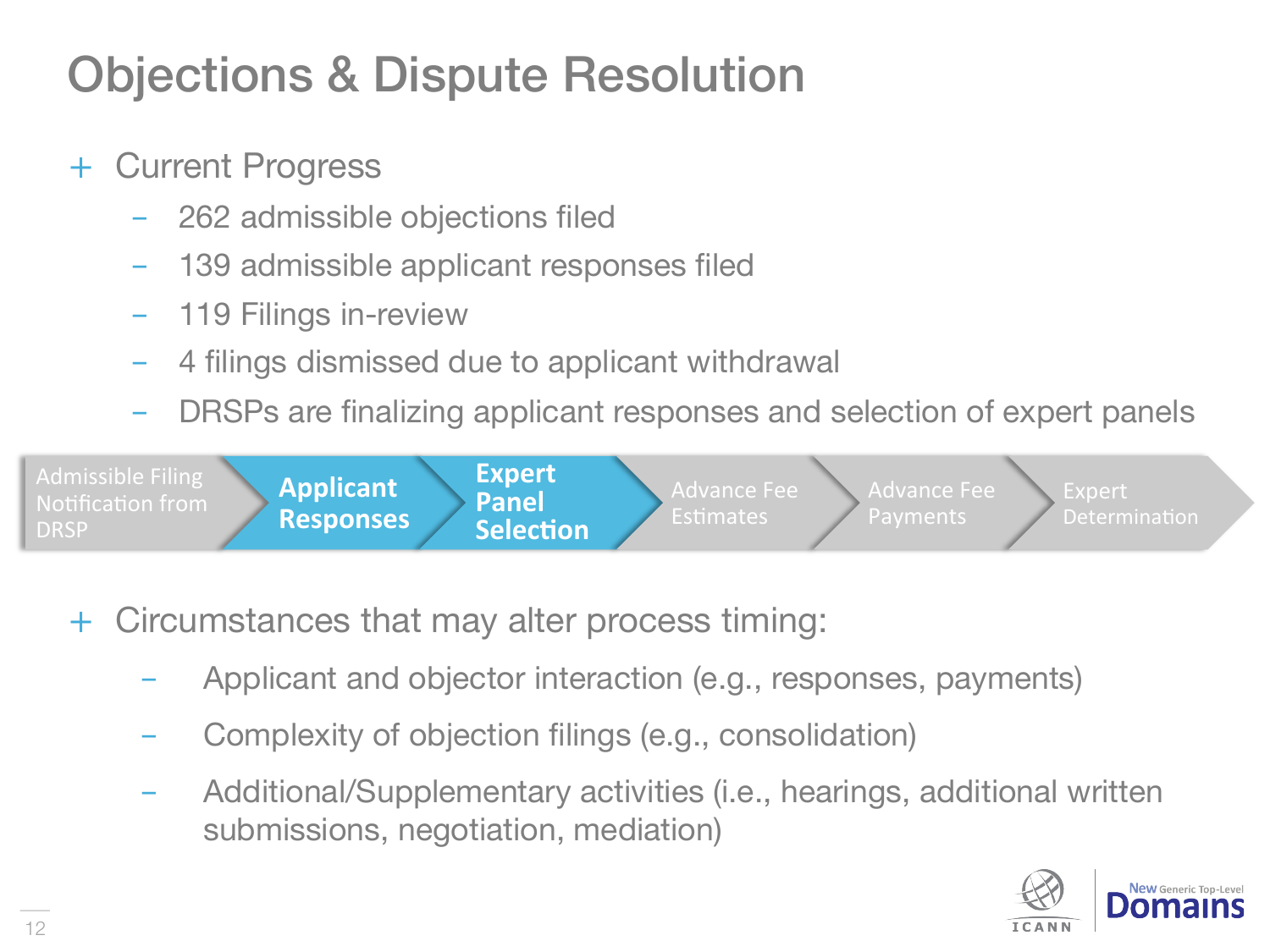# Objections & Dispute Resolution

- Current Progress
  - 262 admissible objections filed
  - 139 admissible applicant responses filed
  - 119 Filings in-review
  - 4 filings dismissed due to applicant withdrawal
  - DRSPs are finalizing applicant responses and selection of expert panels

Admissible Filing Notification from DRSP → **Applicant Responses** → **Expert Panel Selection** → Advance Fee Estimates → Advance Fee Payments → Expert Determination

- Circumstances that may alter process timing:
  - Applicant and objector interaction (e.g., responses, payments)
  - Complexity of objection filings (e.g., consolidation)
  - Additional/Supplementary activities (i.e., hearings, additional written submissions, negotiation, mediation)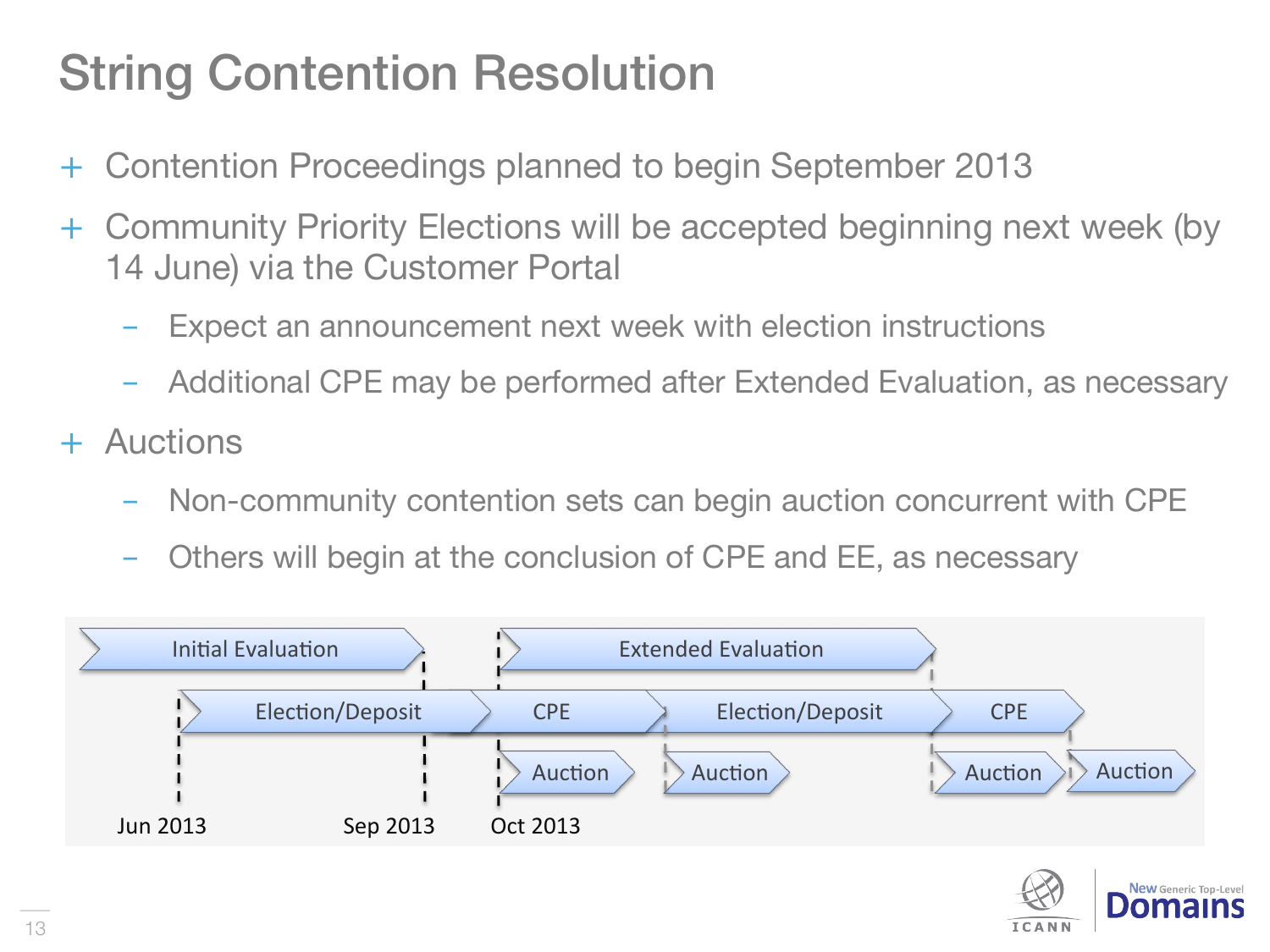# String Contention Resolution

- Contention Proceedings planned to begin September 2013
- Community Priority Elections will be accepted beginning next week (by 14 June) via the Customer Portal
  - Expect an announcement next week with election instructions
  - Additional CPE may be performed after Extended Evaluation, as necessary
- Auctions
  - Non-community contention sets can begin auction concurrent with CPE
  - Others will begin at the conclusion of CPE and EE, as necessary

Initial Evaluation | Extended Evaluation

Election/Deposit | CPE | Election/Deposit | CPE

Auction | Auction | Auction | Auction

Jun 2013 | Sep 2013 | Oct 2013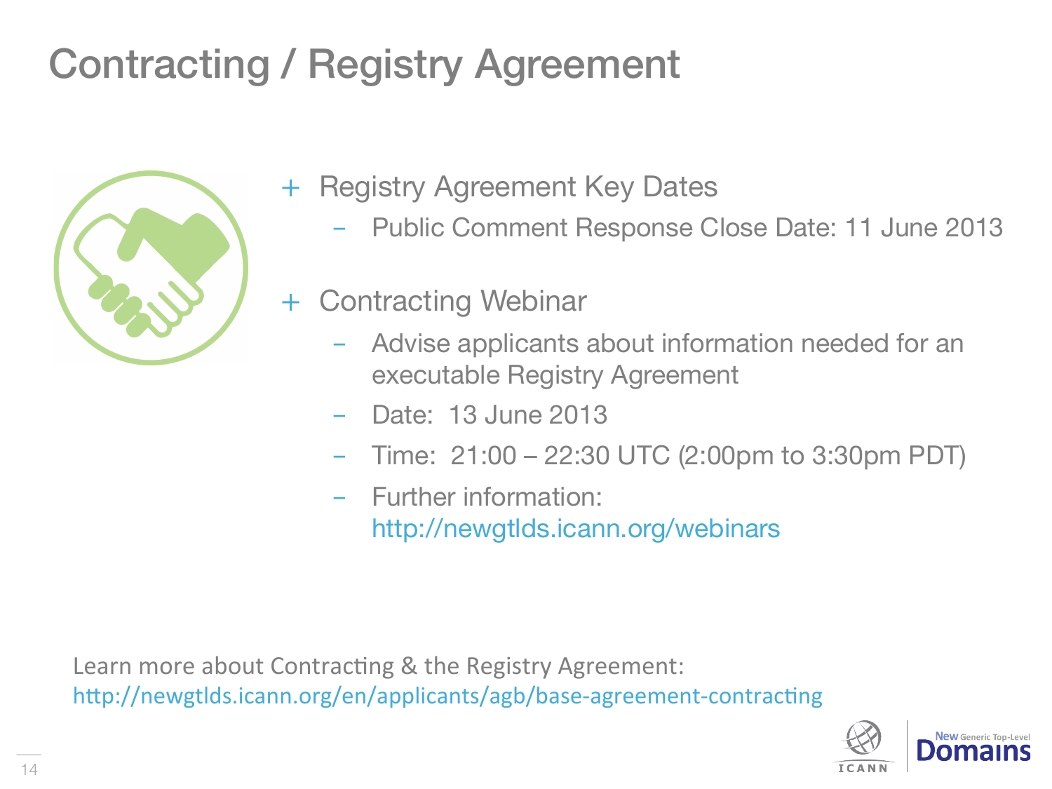# Contracting / Registry Agreement

- Registry Agreement Key Dates
  - Public Comment Response Close Date: 11 June 2013
- Contracting Webinar
  - Advise applicants about information needed for an executable Registry Agreement
  - Date: 13 June 2013
  - Time: 21:00 – 22:30 UTC (2:00pm to 3:30pm PDT)
  - Further information: http://newgtlds.icann.org/webinars

Learn more about Contracting & the Registry Agreement:
http://newgtlds.icann.org/en/applicants/agb/base-agreement-contracting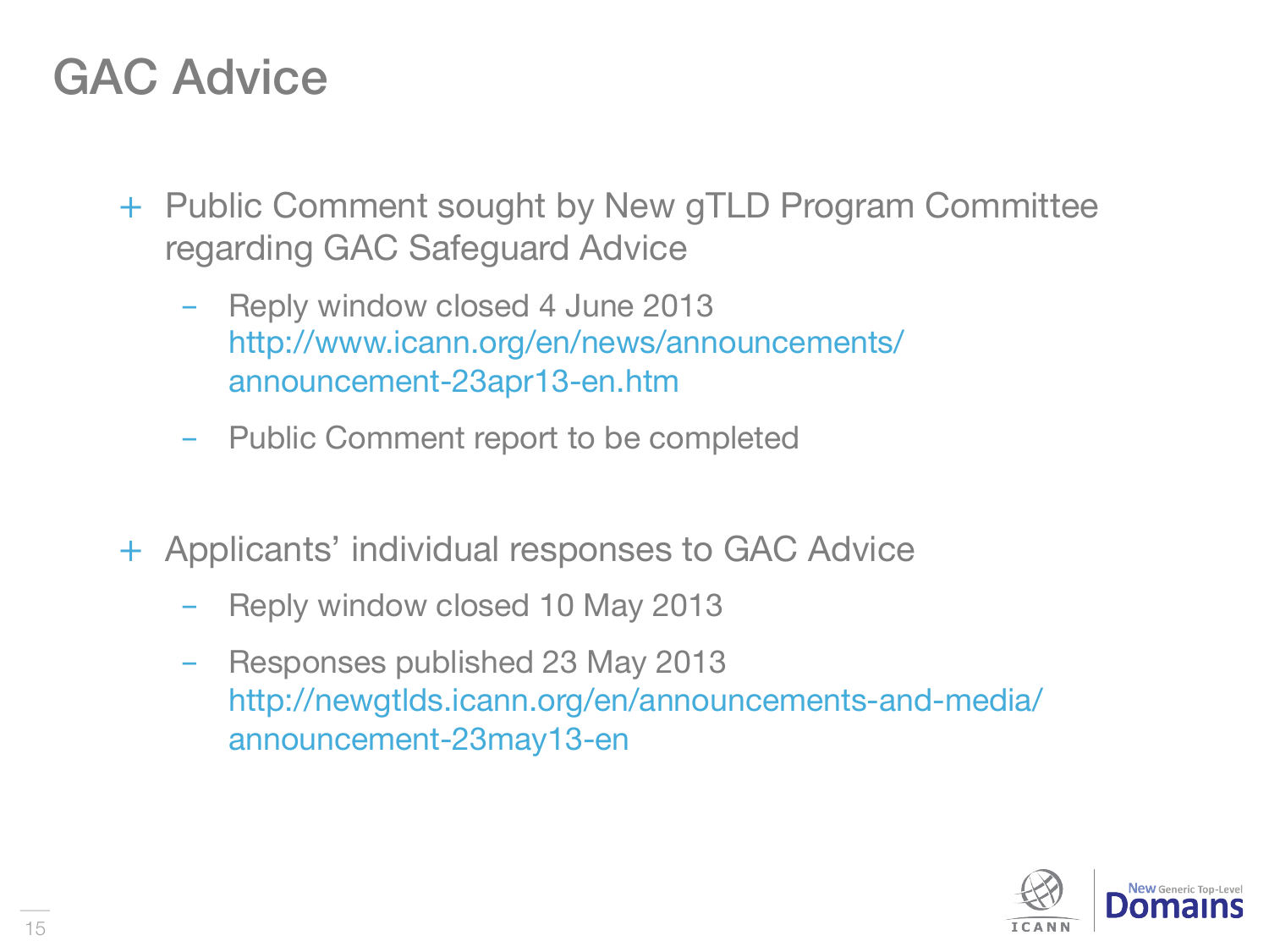# GAC Advice

- Public Comment sought by New gTLD Program Committee regarding GAC Safeguard Advice
  - Reply window closed 4 June 2013 http://www.icann.org/en/news/announcements/announcement-23apr13-en.htm
  - Public Comment report to be completed

- Applicants' individual responses to GAC Advice
  - Reply window closed 10 May 2013
  - Responses published 23 May 2013 http://newgtlds.icann.org/en/announcements-and-media/announcement-23may13-en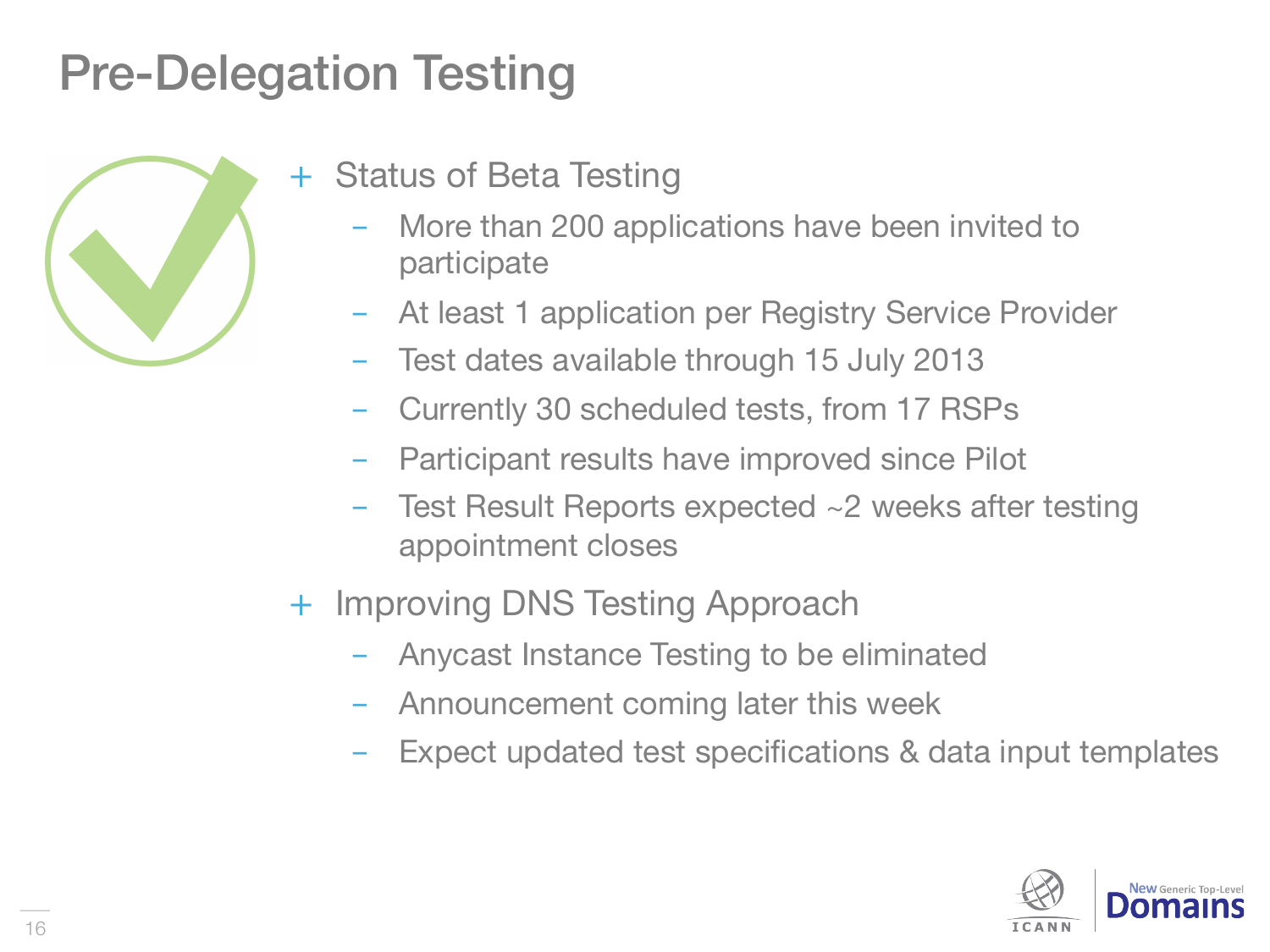# Pre-Delegation Testing

- Status of Beta Testing
  - More than 200 applications have been invited to participate
  - At least 1 application per Registry Service Provider
  - Test dates available through 15 July 2013
  - Currently 30 scheduled tests, from 17 RSPs
  - Participant results have improved since Pilot
  - Test Result Reports expected ~2 weeks after testing appointment closes
- Improving DNS Testing Approach
  - Anycast Instance Testing to be eliminated
  - Announcement coming later this week
  - Expect updated test specifications & data input templates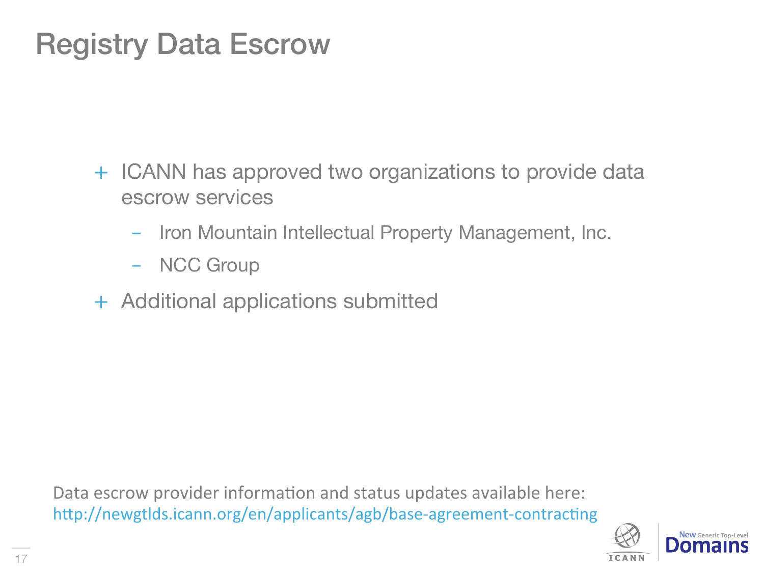# Registry Data Escrow

- ICANN has approved two organizations to provide data escrow services
  - Iron Mountain Intellectual Property Management, Inc.
  - NCC Group
- Additional applications submitted

Data escrow provider information and status updates available here:
http://newgtlds.icann.org/en/applicants/agb/base-agreement-contracting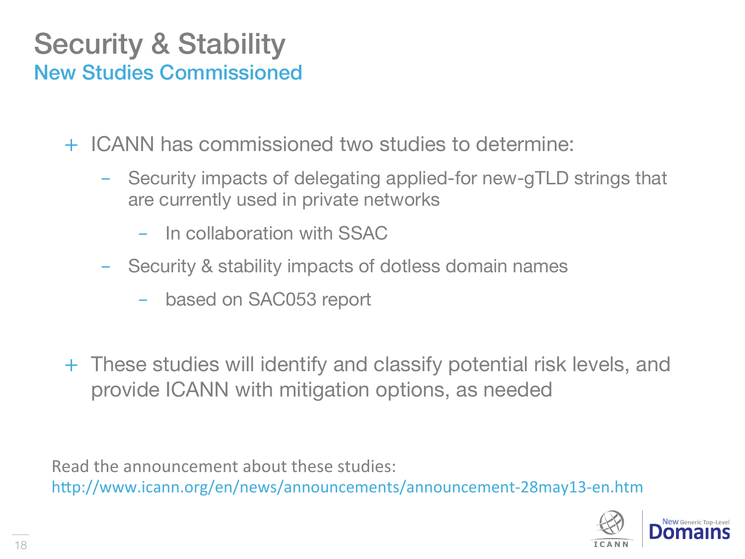# Security & Stability

## New Studies Commissioned

- ICANN has commissioned two studies to determine:
  - Security impacts of delegating applied-for new-gTLD strings that are currently used in private networks
    - In collaboration with SSAC
  - Security & stability impacts of dotless domain names
    - based on SAC053 report

- These studies will identify and classify potential risk levels, and provide ICANN with mitigation options, as needed

Read the announcement about these studies:
http://www.icann.org/en/news/announcements/announcement-28may13-en.htm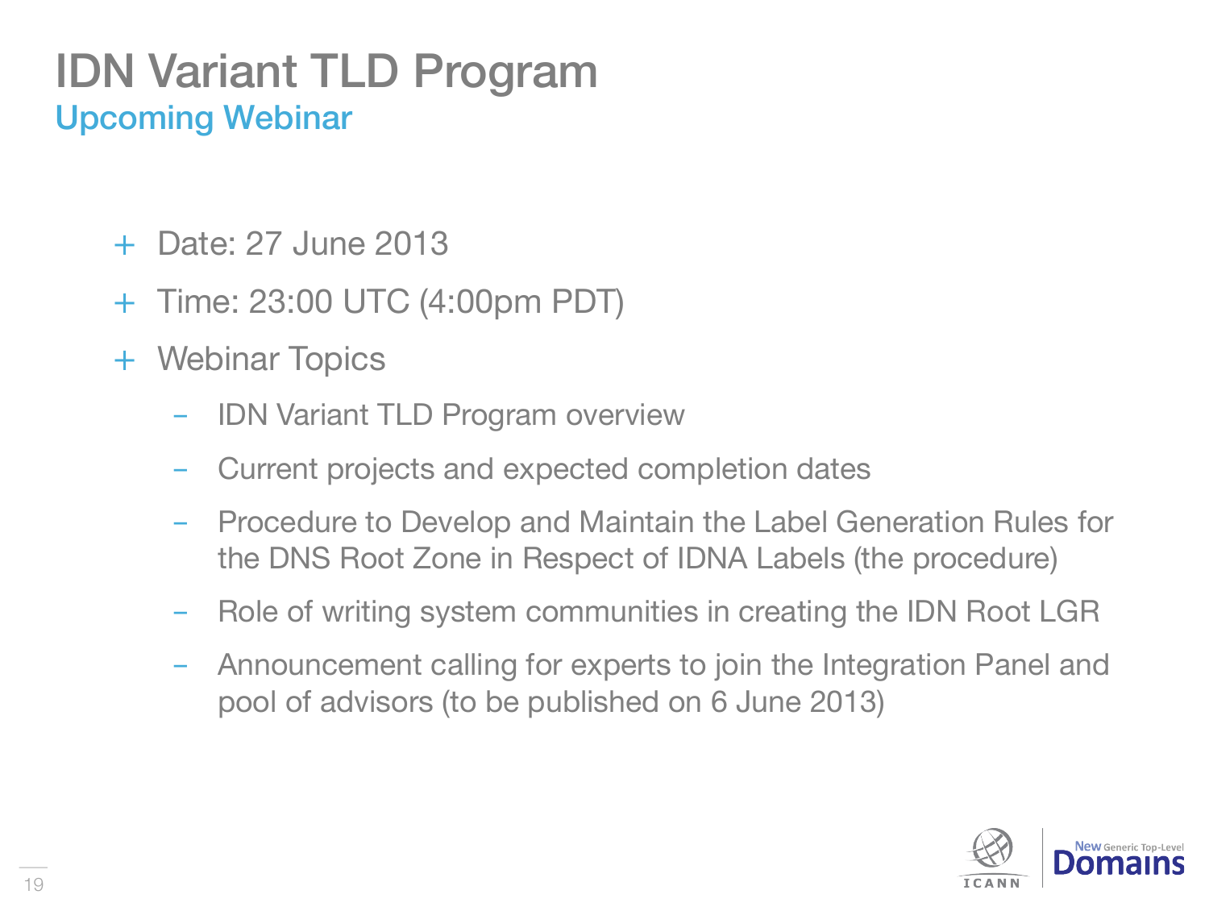# IDN Variant TLD Program

## Upcoming Webinar

- Date: 27 June 2013
- Time: 23:00 UTC (4:00pm PDT)
- Webinar Topics
  - IDN Variant TLD Program overview
  - Current projects and expected completion dates
  - Procedure to Develop and Maintain the Label Generation Rules for the DNS Root Zone in Respect of IDNA Labels (the procedure)
  - Role of writing system communities in creating the IDN Root LGR
  - Announcement calling for experts to join the Integration Panel and pool of advisors (to be published on 6 June 2013)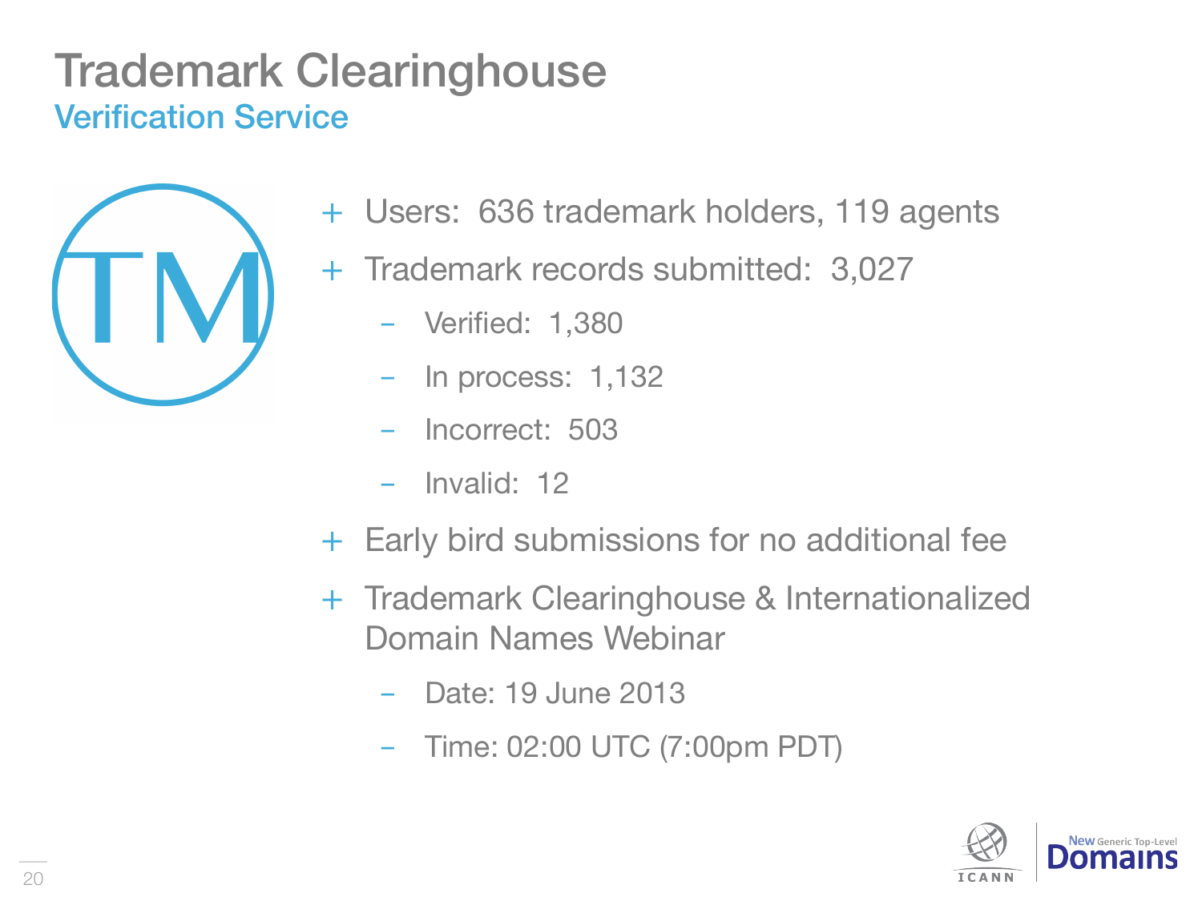# Trademark Clearinghouse

## Verification Service

- Users: 636 trademark holders, 119 agents
- Trademark records submitted: 3,027
  - Verified: 1,380
  - In process: 1,132
  - Incorrect: 503
  - Invalid: 12
- Early bird submissions for no additional fee
- Trademark Clearinghouse & Internationalized Domain Names Webinar
  - Date: 19 June 2013
  - Time: 02:00 UTC (7:00pm PDT)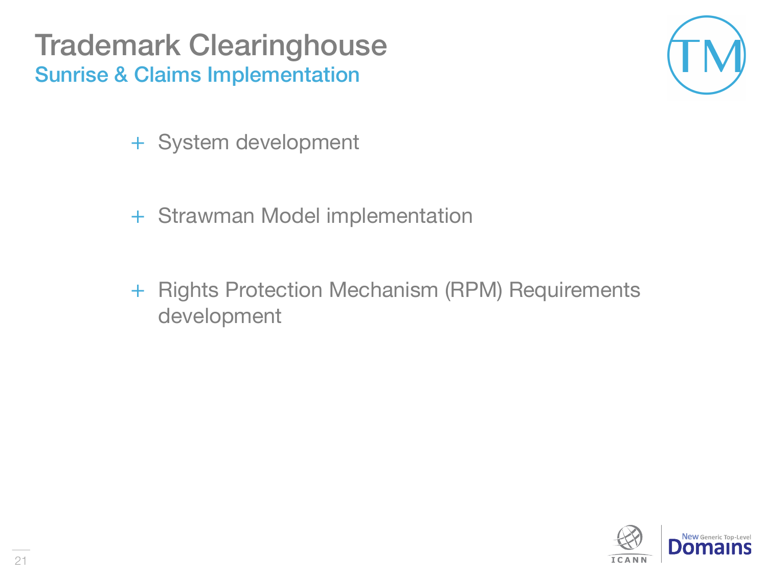# Trademark Clearinghouse

## Sunrise & Claims Implementation

- System development
- Strawman Model implementation
- Rights Protection Mechanism (RPM) Requirements development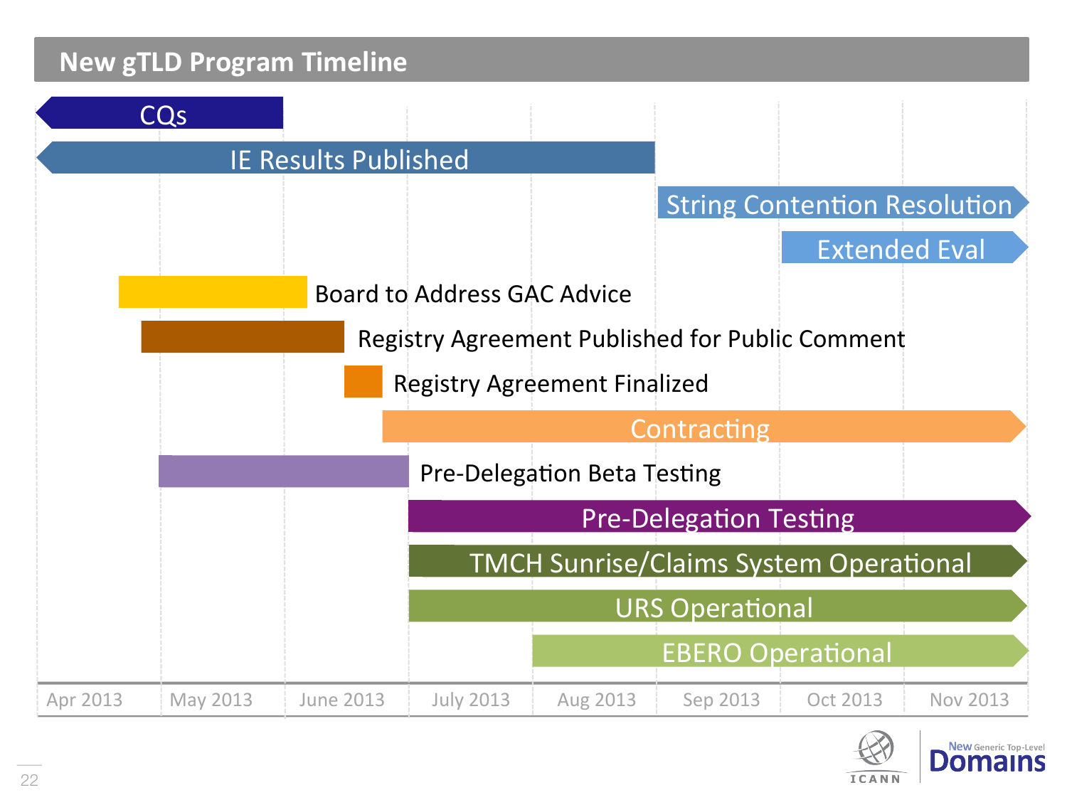# New gTLD Program Timeline

- CQs
- IE Results Published
- String Contention Resolution
- Extended Eval
- Board to Address GAC Advice
- Registry Agreement Published for Public Comment
- Registry Agreement Finalized
- Contracting
- Pre-Delegation Beta Testing
- Pre-Delegation Testing
- TMCH Sunrise/Claims System Operational
- URS Operational
- EBERO Operational

Apr 2013 | May 2013 | June 2013 | July 2013 | Aug 2013 | Sep 2013 | Oct 2013 | Nov 2013

ICANN | New Generic Top-Level Domains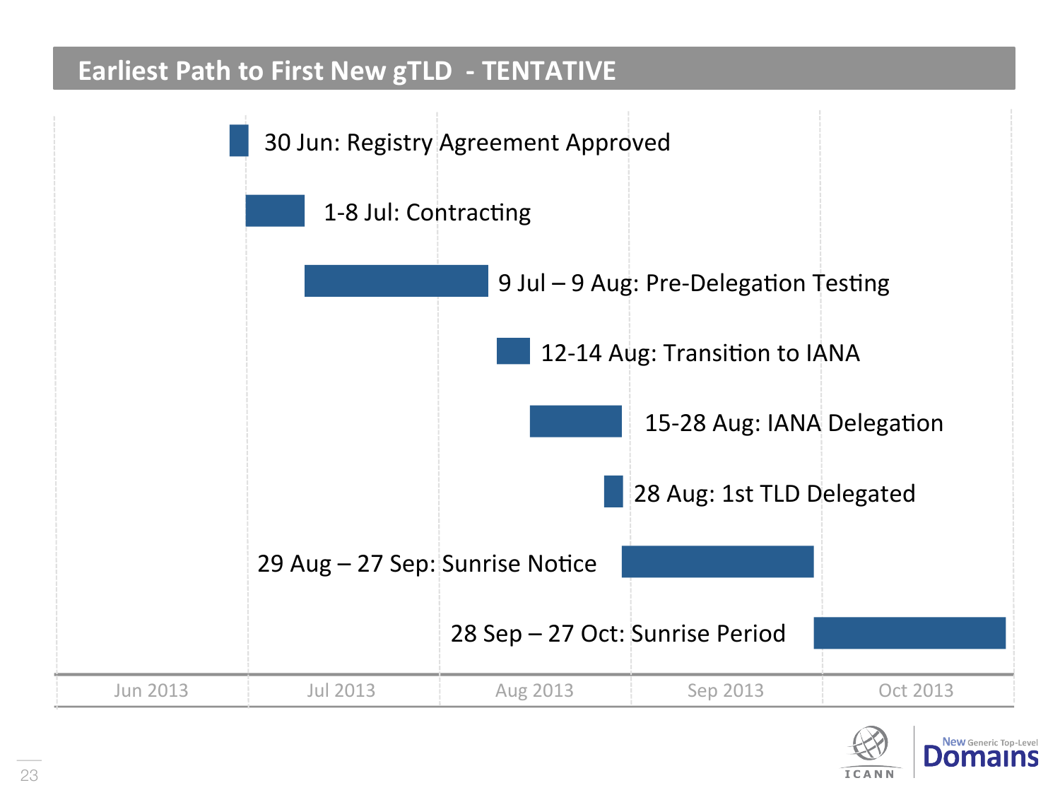# Earliest Path to First New gTLD - TENTATIVE

- 30 Jun: Registry Agreement Approved
- 1-8 Jul: Contracting
- 9 Jul – 9 Aug: Pre-Delegation Testing
- 12-14 Aug: Transition to IANA
- 15-28 Aug: IANA Delegation
- 28 Aug: 1st TLD Delegated
- 29 Aug – 27 Sep: Sunrise Notice
- 28 Sep – 27 Oct: Sunrise Period

Jun 2013 | Jul 2013 | Aug 2013 | Sep 2013 | Oct 2013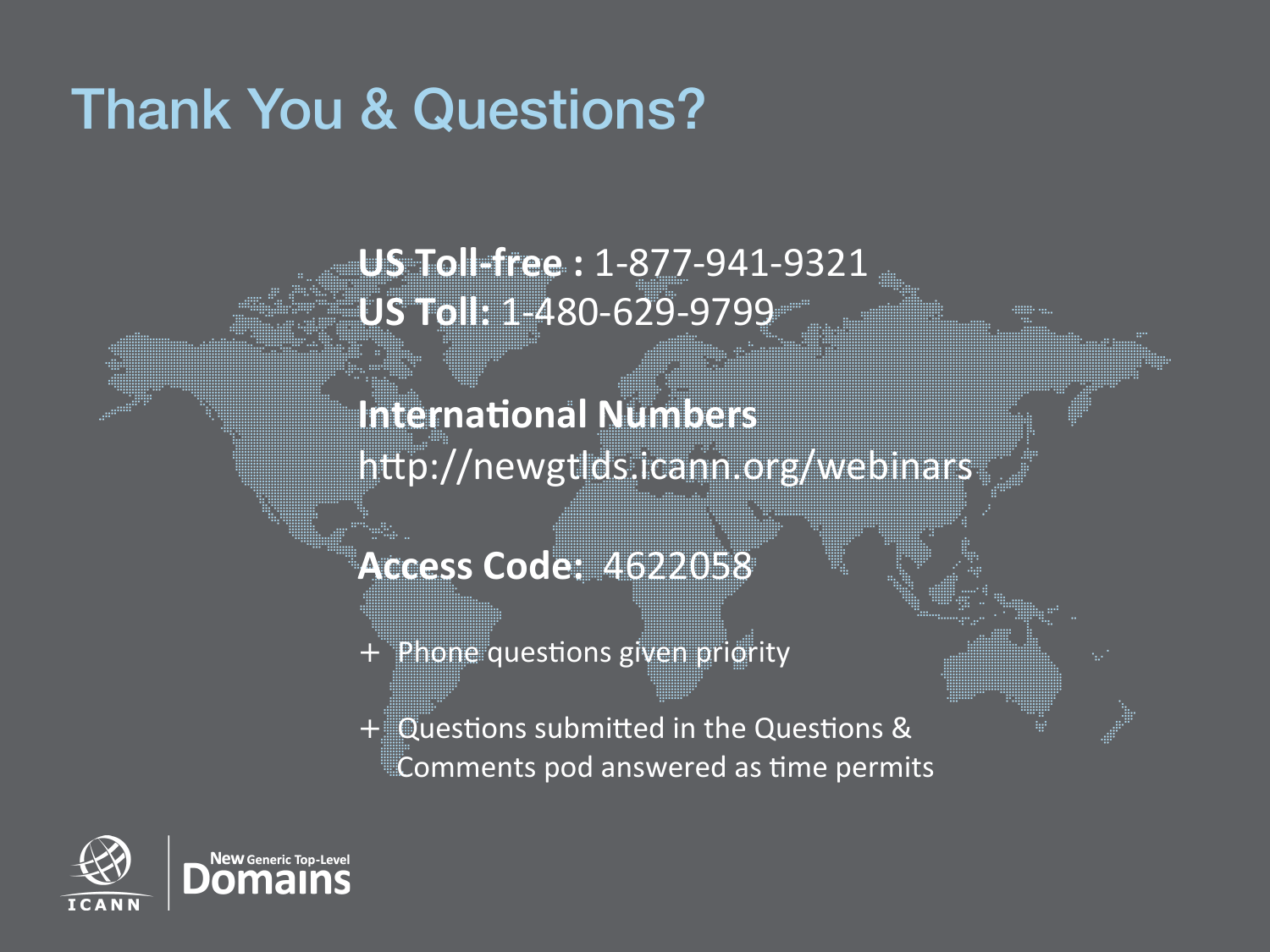# Thank You & Questions?

**US Toll-free :** 1-877-941-9321
**US Toll:** 1-480-629-9799

**International Numbers**
http://newgtlds.icann.org/webinars

**Access Code:** 4622058

+ Phone questions given priority
+ Questions submitted in the Questions & Comments pod answered as time permits

ICANN | New Generic Top-Level Domains